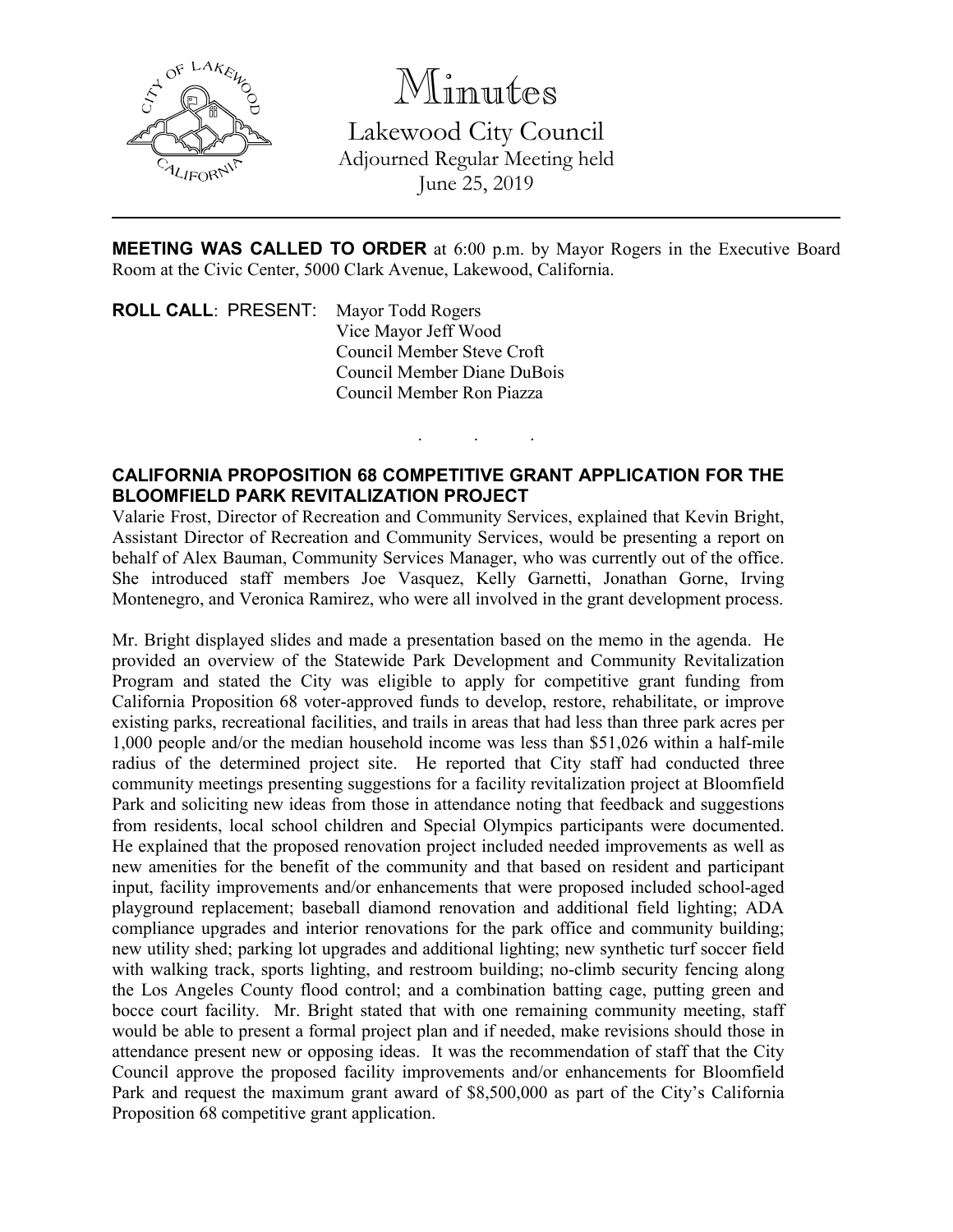# Minutes

## Lakewood City Council

Adjourned Regular Meeting held
June 25, 2019

---

**MEETING WAS CALLED TO ORDER** at 6:00 p.m. by Mayor Rogers in the Executive Board Room at the Civic Center, 5000 Clark Avenue, Lakewood, California.

**ROLL CALL**: PRESENT: Mayor Todd Rogers
Vice Mayor Jeff Wood
Council Member Steve Croft
Council Member Diane DuBois
Council Member Ron Piazza

. . .

**CALIFORNIA PROPOSITION 68 COMPETITIVE GRANT APPLICATION FOR THE BLOOMFIELD PARK REVITALIZATION PROJECT**

Valarie Frost, Director of Recreation and Community Services, explained that Kevin Bright, Assistant Director of Recreation and Community Services, would be presenting a report on behalf of Alex Bauman, Community Services Manager, who was currently out of the office. She introduced staff members Joe Vasquez, Kelly Garnetti, Jonathan Gorne, Irving Montenegro, and Veronica Ramirez, who were all involved in the grant development process.

Mr. Bright displayed slides and made a presentation based on the memo in the agenda. He provided an overview of the Statewide Park Development and Community Revitalization Program and stated the City was eligible to apply for competitive grant funding from California Proposition 68 voter-approved funds to develop, restore, rehabilitate, or improve existing parks, recreational facilities, and trails in areas that had less than three park acres per 1,000 people and/or the median household income was less than $51,026 within a half-mile radius of the determined project site. He reported that City staff had conducted three community meetings presenting suggestions for a facility revitalization project at Bloomfield Park and soliciting new ideas from those in attendance noting that feedback and suggestions from residents, local school children and Special Olympics participants were documented. He explained that the proposed renovation project included needed improvements as well as new amenities for the benefit of the community and that based on resident and participant input, facility improvements and/or enhancements that were proposed included school-aged playground replacement; baseball diamond renovation and additional field lighting; ADA compliance upgrades and interior renovations for the park office and community building; new utility shed; parking lot upgrades and additional lighting; new synthetic turf soccer field with walking track, sports lighting, and restroom building; no-climb security fencing along the Los Angeles County flood control; and a combination batting cage, putting green and bocce court facility. Mr. Bright stated that with one remaining community meeting, staff would be able to present a formal project plan and if needed, make revisions should those in attendance present new or opposing ideas. It was the recommendation of staff that the City Council approve the proposed facility improvements and/or enhancements for Bloomfield Park and request the maximum grant award of $8,500,000 as part of the City's California Proposition 68 competitive grant application.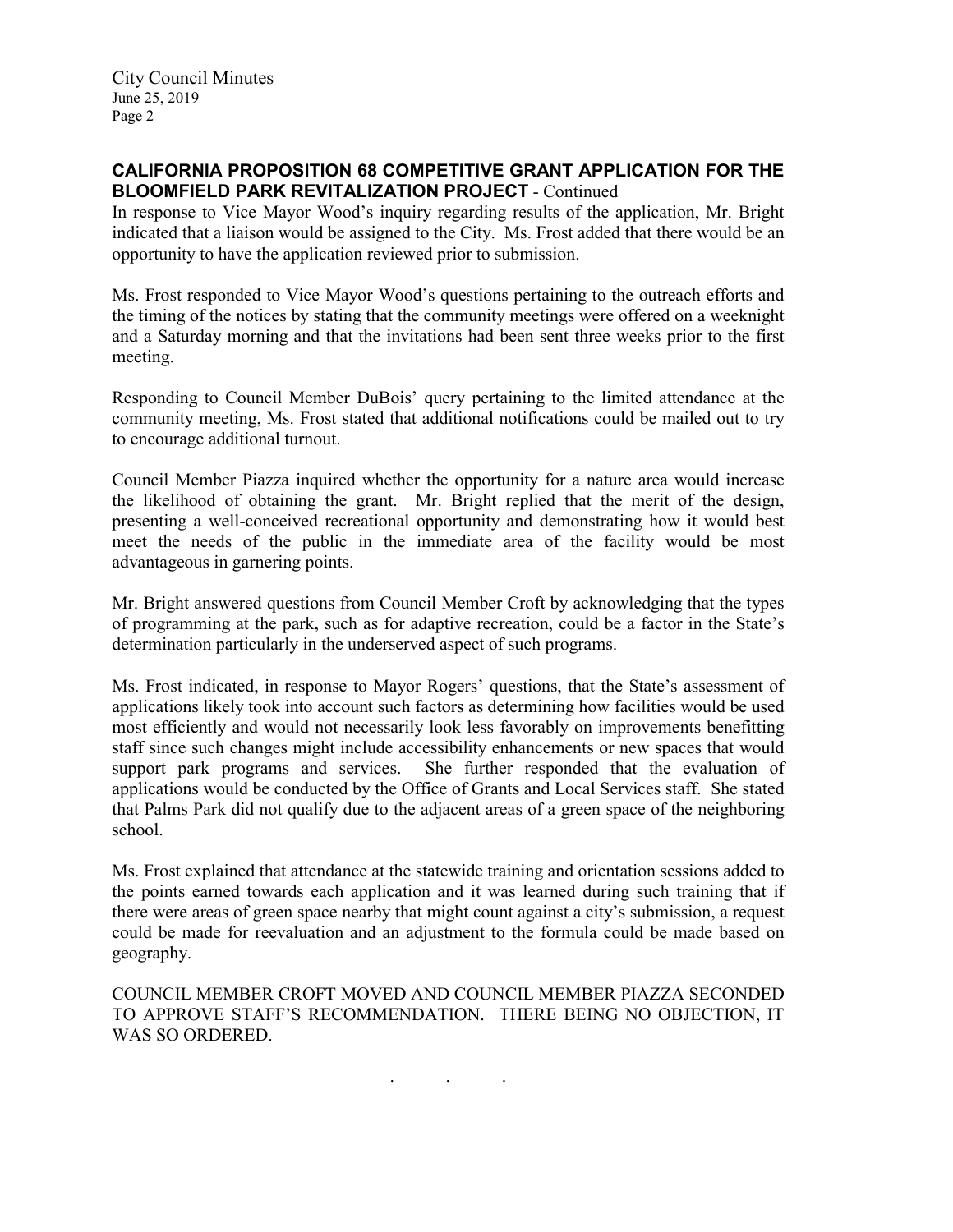**CALIFORNIA PROPOSITION 68 COMPETITIVE GRANT APPLICATION FOR THE BLOOMFIELD PARK REVITALIZATION PROJECT** - Continued

In response to Vice Mayor Wood's inquiry regarding results of the application, Mr. Bright indicated that a liaison would be assigned to the City. Ms. Frost added that there would be an opportunity to have the application reviewed prior to submission.

Ms. Frost responded to Vice Mayor Wood's questions pertaining to the outreach efforts and the timing of the notices by stating that the community meetings were offered on a weeknight and a Saturday morning and that the invitations had been sent three weeks prior to the first meeting.

Responding to Council Member DuBois' query pertaining to the limited attendance at the community meeting, Ms. Frost stated that additional notifications could be mailed out to try to encourage additional turnout.

Council Member Piazza inquired whether the opportunity for a nature area would increase the likelihood of obtaining the grant. Mr. Bright replied that the merit of the design, presenting a well-conceived recreational opportunity and demonstrating how it would best meet the needs of the public in the immediate area of the facility would be most advantageous in garnering points.

Mr. Bright answered questions from Council Member Croft by acknowledging that the types of programming at the park, such as for adaptive recreation, could be a factor in the State's determination particularly in the underserved aspect of such programs.

Ms. Frost indicated, in response to Mayor Rogers' questions, that the State's assessment of applications likely took into account such factors as determining how facilities would be used most efficiently and would not necessarily look less favorably on improvements benefitting staff since such changes might include accessibility enhancements or new spaces that would support park programs and services. She further responded that the evaluation of applications would be conducted by the Office of Grants and Local Services staff. She stated that Palms Park did not qualify due to the adjacent areas of a green space of the neighboring school.

Ms. Frost explained that attendance at the statewide training and orientation sessions added to the points earned towards each application and it was learned during such training that if there were areas of green space nearby that might count against a city's submission, a request could be made for reevaluation and an adjustment to the formula could be made based on geography.

COUNCIL MEMBER CROFT MOVED AND COUNCIL MEMBER PIAZZA SECONDED TO APPROVE STAFF'S RECOMMENDATION. THERE BEING NO OBJECTION, IT WAS SO ORDERED.

. . .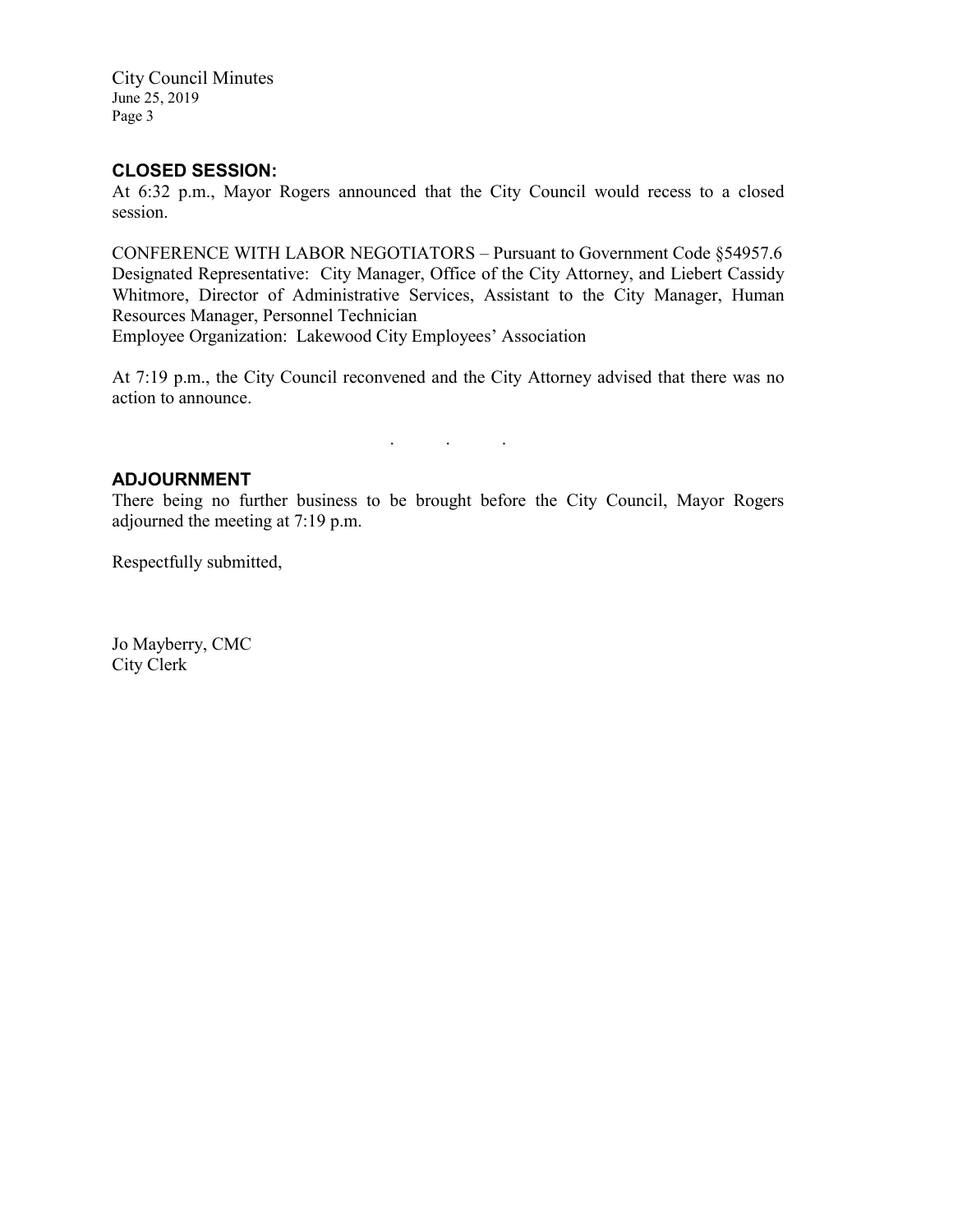## CLOSED SESSION:

At 6:32 p.m., Mayor Rogers announced that the City Council would recess to a closed session.

CONFERENCE WITH LABOR NEGOTIATORS – Pursuant to Government Code §54957.6
Designated Representative: City Manager, Office of the City Attorney, and Liebert Cassidy Whitmore, Director of Administrative Services, Assistant to the City Manager, Human Resources Manager, Personnel Technician
Employee Organization: Lakewood City Employees' Association

At 7:19 p.m., the City Council reconvened and the City Attorney advised that there was no action to announce.

. . .

## ADJOURNMENT

There being no further business to be brought before the City Council, Mayor Rogers adjourned the meeting at 7:19 p.m.

Respectfully submitted,

Jo Mayberry, CMC
City Clerk